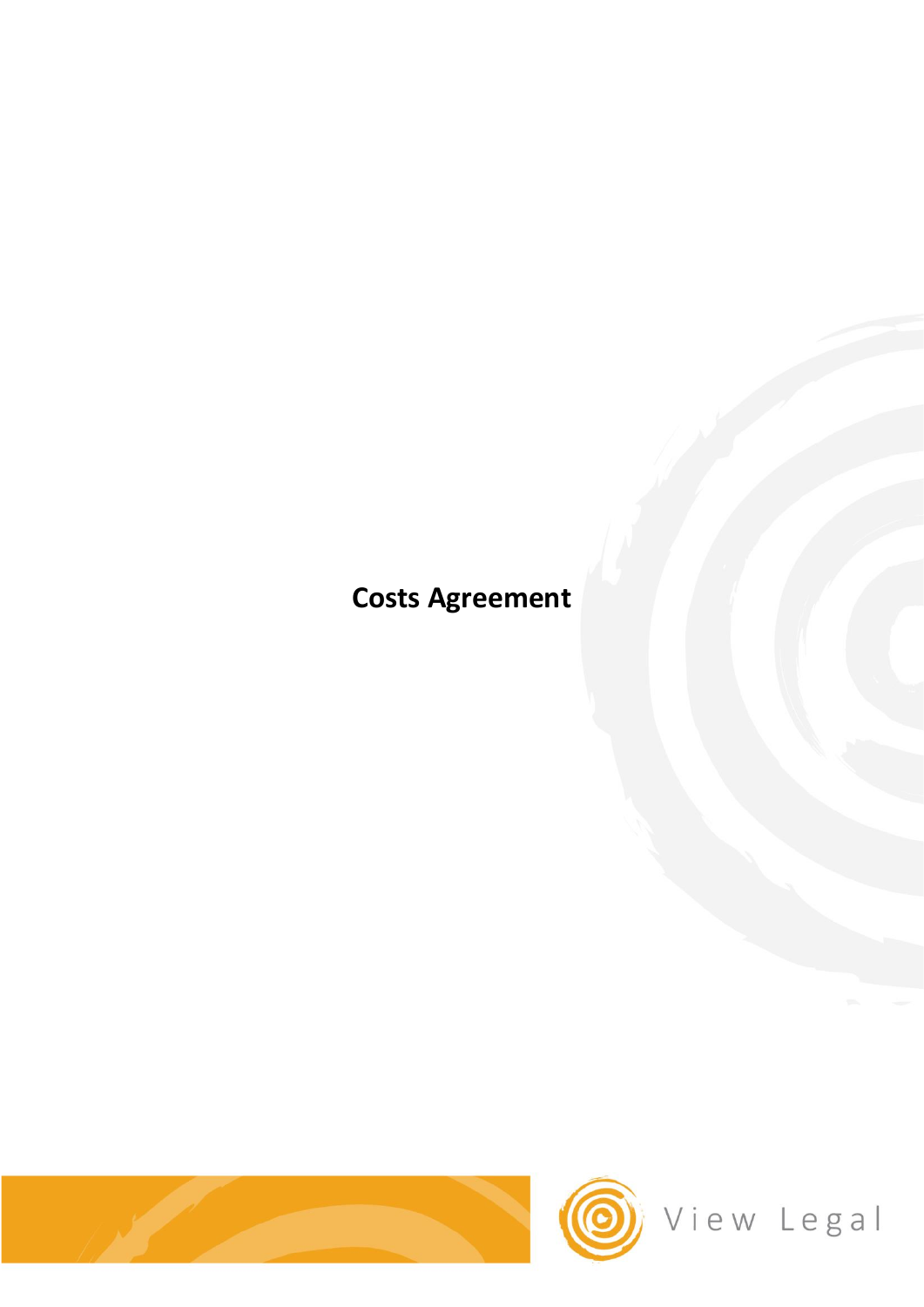# Costs Agreement

View Legal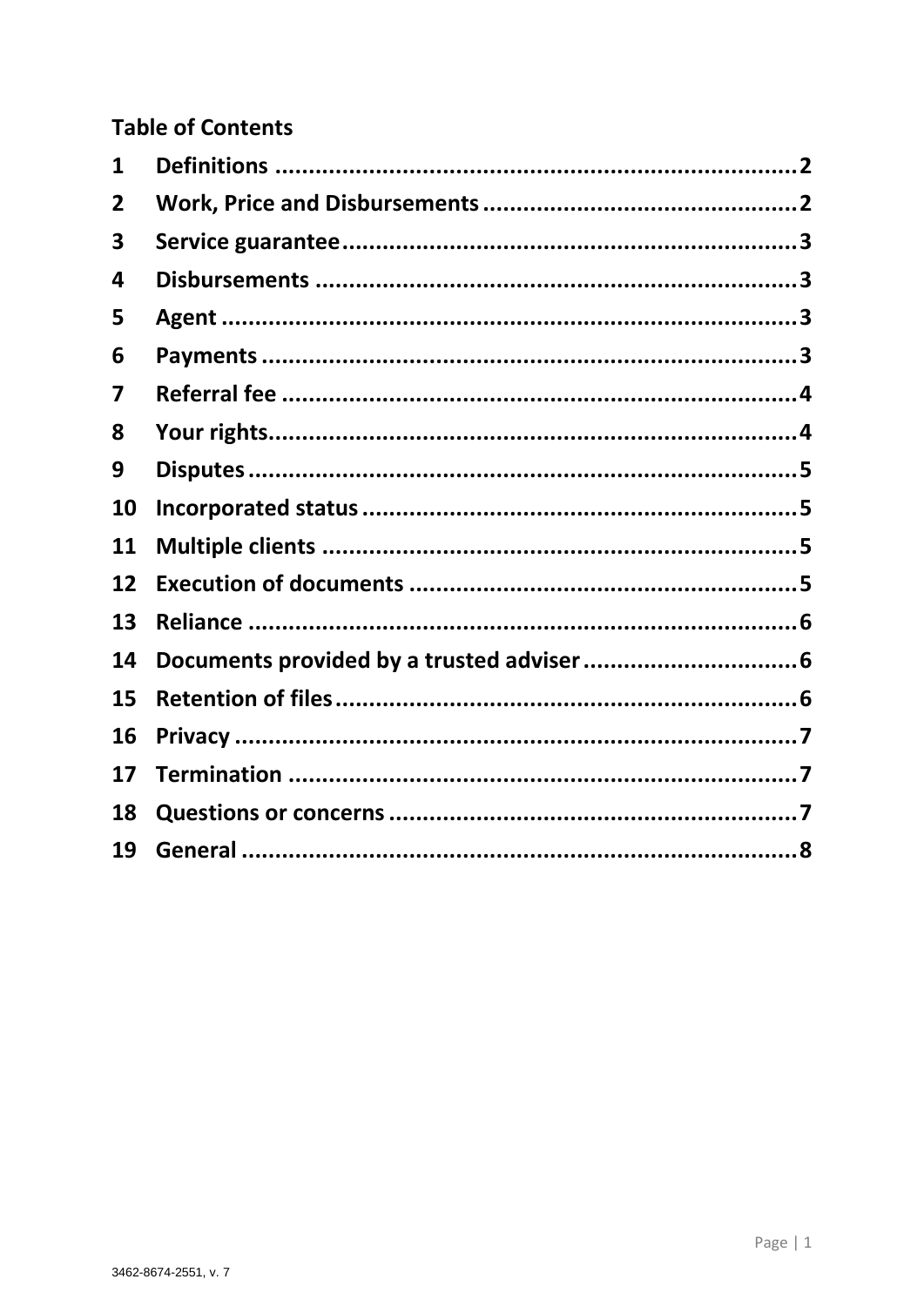**Table of Contents**

| | | |
|---|---|---|
| 1 | Definitions | 2 |
| 2 | Work, Price and Disbursements | 2 |
| 3 | Service guarantee | 3 |
| 4 | Disbursements | 3 |
| 5 | Agent | 3 |
| 6 | Payments | 3 |
| 7 | Referral fee | 4 |
| 8 | Your rights | 4 |
| 9 | Disputes | 5 |
| 10 | Incorporated status | 5 |
| 11 | Multiple clients | 5 |
| 12 | Execution of documents | 5 |
| 13 | Reliance | 6 |
| 14 | Documents provided by a trusted adviser | 6 |
| 15 | Retention of files | 6 |
| 16 | Privacy | 7 |
| 17 | Termination | 7 |
| 18 | Questions or concerns | 7 |
| 19 | General | 8 |

3462-8674-2551, v. 7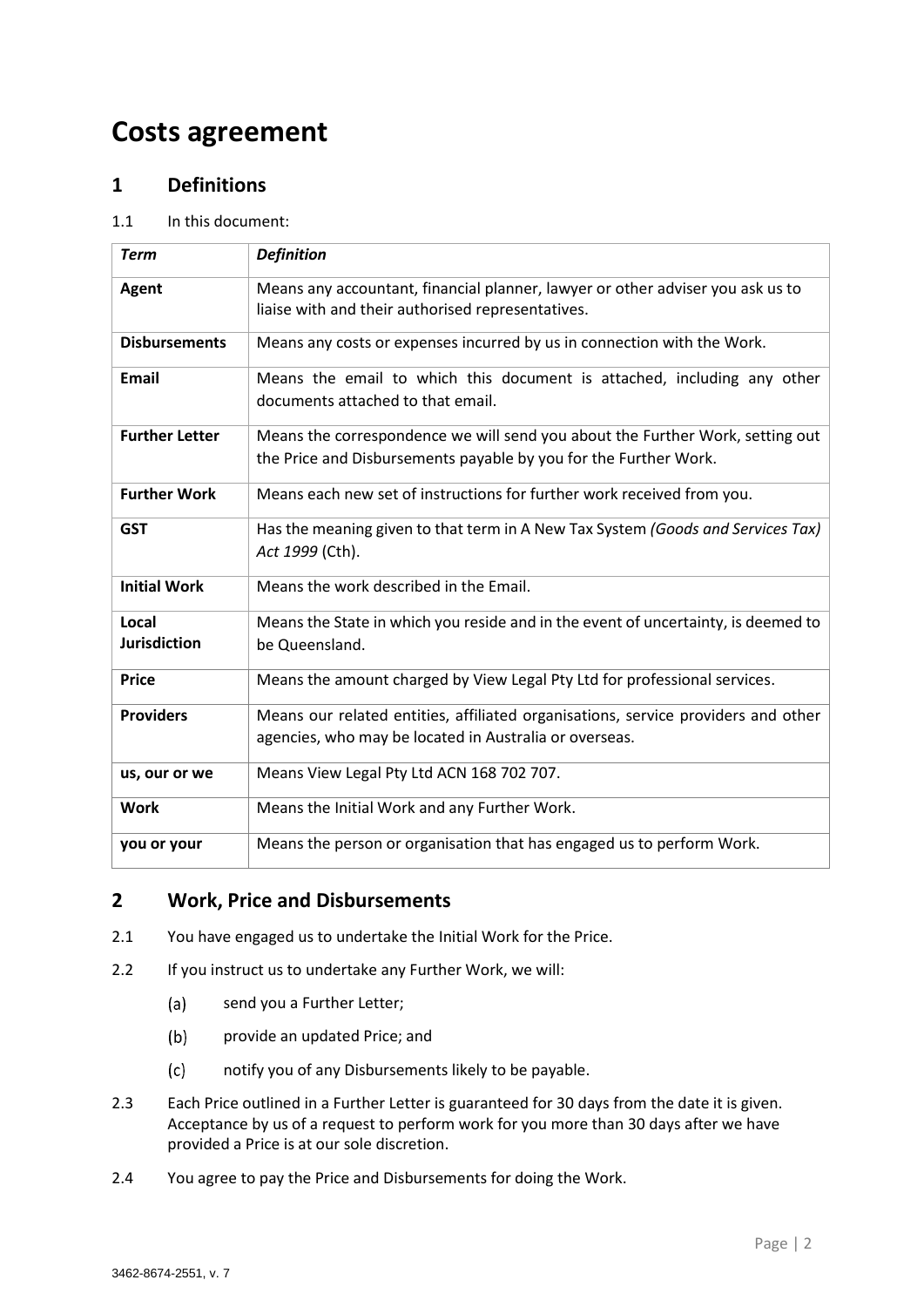# Costs agreement

## 1 Definitions

1.1 In this document:

| *Term* | *Definition* |
|---|---|
| **Agent** | Means any accountant, financial planner, lawyer or other adviser you ask us to liaise with and their authorised representatives. |
| **Disbursements** | Means any costs or expenses incurred by us in connection with the Work. |
| **Email** | Means the email to which this document is attached, including any other documents attached to that email. |
| **Further Letter** | Means the correspondence we will send you about the Further Work, setting out the Price and Disbursements payable by you for the Further Work. |
| **Further Work** | Means each new set of instructions for further work received from you. |
| **GST** | Has the meaning given to that term in A New Tax System *(Goods and Services Tax) Act 1999* (Cth). |
| **Initial Work** | Means the work described in the Email. |
| **Local Jurisdiction** | Means the State in which you reside and in the event of uncertainty, is deemed to be Queensland. |
| **Price** | Means the amount charged by View Legal Pty Ltd for professional services. |
| **Providers** | Means our related entities, affiliated organisations, service providers and other agencies, who may be located in Australia or overseas. |
| **us, our or we** | Means View Legal Pty Ltd ACN 168 702 707. |
| **Work** | Means the Initial Work and any Further Work. |
| **you or your** | Means the person or organisation that has engaged us to perform Work. |

## 2 Work, Price and Disbursements

2.1 You have engaged us to undertake the Initial Work for the Price.

2.2 If you instruct us to undertake any Further Work, we will:

(a) send you a Further Letter;

(b) provide an updated Price; and

(c) notify you of any Disbursements likely to be payable.

2.3 Each Price outlined in a Further Letter is guaranteed for 30 days from the date it is given. Acceptance by us of a request to perform work for you more than 30 days after we have provided a Price is at our sole discretion.

2.4 You agree to pay the Price and Disbursements for doing the Work.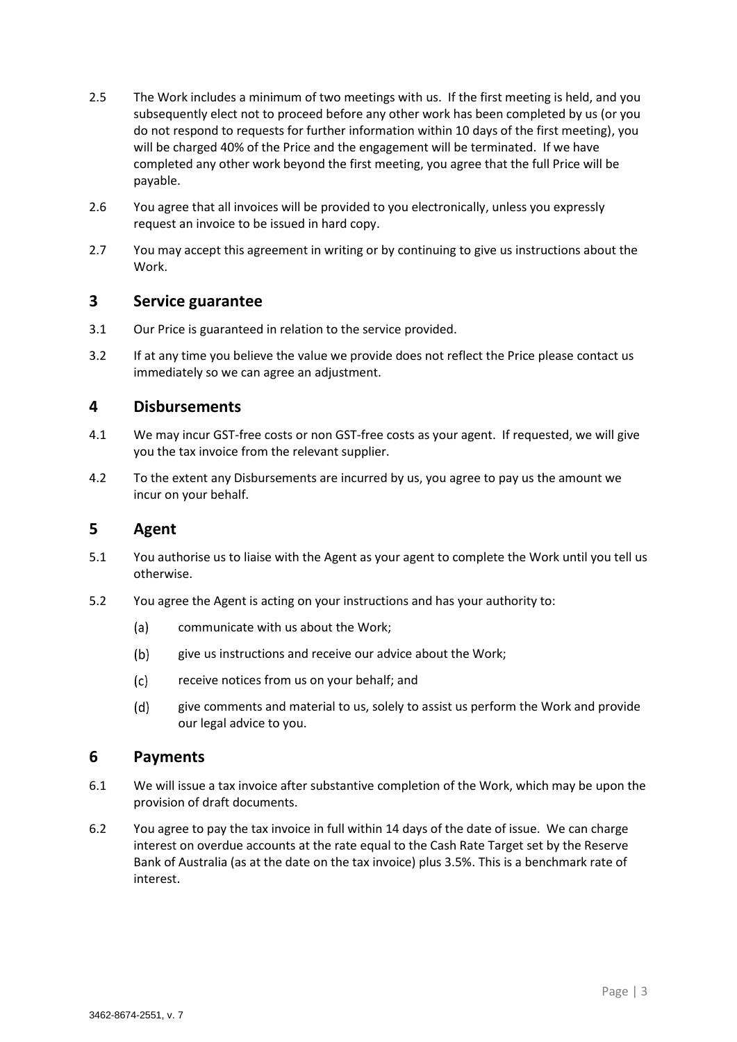2.5 The Work includes a minimum of two meetings with us. If the first meeting is held, and you subsequently elect not to proceed before any other work has been completed by us (or you do not respond to requests for further information within 10 days of the first meeting), you will be charged 40% of the Price and the engagement will be terminated. If we have completed any other work beyond the first meeting, you agree that the full Price will be payable.

2.6 You agree that all invoices will be provided to you electronically, unless you expressly request an invoice to be issued in hard copy.

2.7 You may accept this agreement in writing or by continuing to give us instructions about the Work.

## 3 Service guarantee

3.1 Our Price is guaranteed in relation to the service provided.

3.2 If at any time you believe the value we provide does not reflect the Price please contact us immediately so we can agree an adjustment.

## 4 Disbursements

4.1 We may incur GST-free costs or non GST-free costs as your agent. If requested, we will give you the tax invoice from the relevant supplier.

4.2 To the extent any Disbursements are incurred by us, you agree to pay us the amount we incur on your behalf.

## 5 Agent

5.1 You authorise us to liaise with the Agent as your agent to complete the Work until you tell us otherwise.

5.2 You agree the Agent is acting on your instructions and has your authority to:

(a) communicate with us about the Work;

(b) give us instructions and receive our advice about the Work;

(c) receive notices from us on your behalf; and

(d) give comments and material to us, solely to assist us perform the Work and provide our legal advice to you.

## 6 Payments

6.1 We will issue a tax invoice after substantive completion of the Work, which may be upon the provision of draft documents.

6.2 You agree to pay the tax invoice in full within 14 days of the date of issue. We can charge interest on overdue accounts at the rate equal to the Cash Rate Target set by the Reserve Bank of Australia (as at the date on the tax invoice) plus 3.5%. This is a benchmark rate of interest.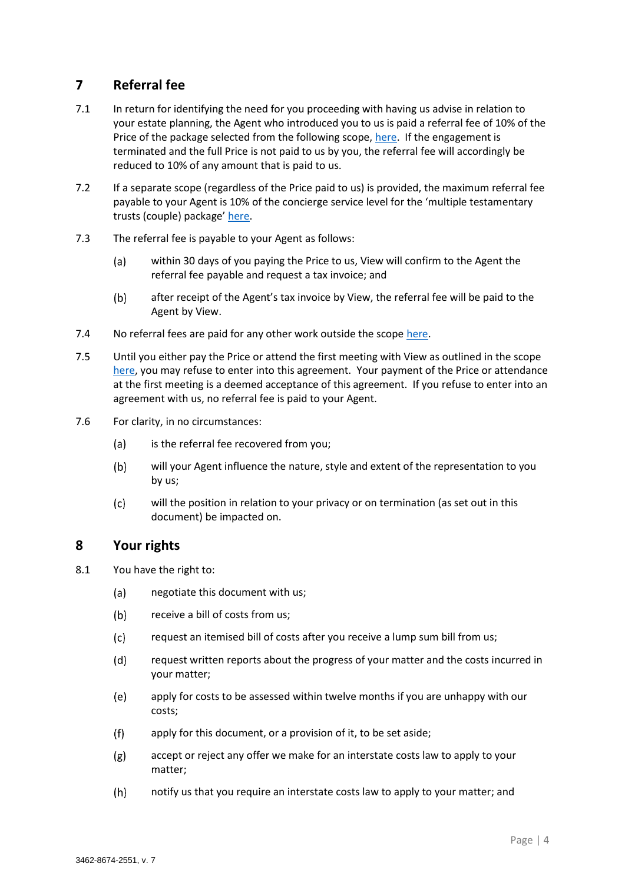## 7 Referral fee

7.1 In return for identifying the need for you proceeding with having us advise in relation to your estate planning, the Agent who introduced you to us is paid a referral fee of 10% of the Price of the package selected from the following scope, here. If the engagement is terminated and the full Price is not paid to us by you, the referral fee will accordingly be reduced to 10% of any amount that is paid to us.

7.2 If a separate scope (regardless of the Price paid to us) is provided, the maximum referral fee payable to your Agent is 10% of the concierge service level for the 'multiple testamentary trusts (couple) package' here.

7.3 The referral fee is payable to your Agent as follows:

(a) within 30 days of you paying the Price to us, View will confirm to the Agent the referral fee payable and request a tax invoice; and

(b) after receipt of the Agent's tax invoice by View, the referral fee will be paid to the Agent by View.

7.4 No referral fees are paid for any other work outside the scope here.

7.5 Until you either pay the Price or attend the first meeting with View as outlined in the scope here, you may refuse to enter into this agreement. Your payment of the Price or attendance at the first meeting is a deemed acceptance of this agreement. If you refuse to enter into an agreement with us, no referral fee is paid to your Agent.

7.6 For clarity, in no circumstances:

(a) is the referral fee recovered from you;

(b) will your Agent influence the nature, style and extent of the representation to you by us;

(c) will the position in relation to your privacy or on termination (as set out in this document) be impacted on.

## 8 Your rights

8.1 You have the right to:

(a) negotiate this document with us;

(b) receive a bill of costs from us;

(c) request an itemised bill of costs after you receive a lump sum bill from us;

(d) request written reports about the progress of your matter and the costs incurred in your matter;

(e) apply for costs to be assessed within twelve months if you are unhappy with our costs;

(f) apply for this document, or a provision of it, to be set aside;

(g) accept or reject any offer we make for an interstate costs law to apply to your matter;

(h) notify us that you require an interstate costs law to apply to your matter; and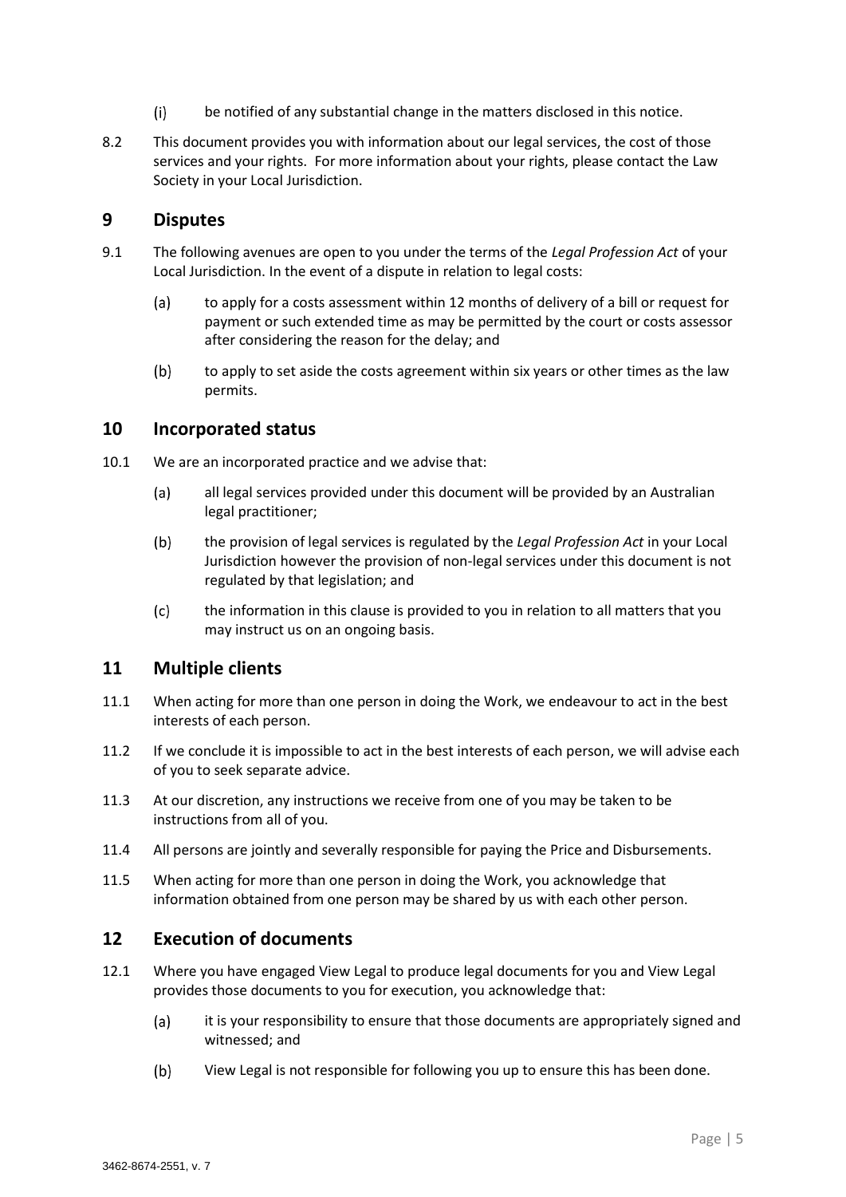(i) be notified of any substantial change in the matters disclosed in this notice.

8.2 This document provides you with information about our legal services, the cost of those services and your rights. For more information about your rights, please contact the Law Society in your Local Jurisdiction.

## 9 Disputes

9.1 The following avenues are open to you under the terms of the *Legal Profession Act* of your Local Jurisdiction. In the event of a dispute in relation to legal costs:

(a) to apply for a costs assessment within 12 months of delivery of a bill or request for payment or such extended time as may be permitted by the court or costs assessor after considering the reason for the delay; and

(b) to apply to set aside the costs agreement within six years or other times as the law permits.

## 10 Incorporated status

10.1 We are an incorporated practice and we advise that:

(a) all legal services provided under this document will be provided by an Australian legal practitioner;

(b) the provision of legal services is regulated by the *Legal Profession Act* in your Local Jurisdiction however the provision of non-legal services under this document is not regulated by that legislation; and

(c) the information in this clause is provided to you in relation to all matters that you may instruct us on an ongoing basis.

## 11 Multiple clients

11.1 When acting for more than one person in doing the Work, we endeavour to act in the best interests of each person.

11.2 If we conclude it is impossible to act in the best interests of each person, we will advise each of you to seek separate advice.

11.3 At our discretion, any instructions we receive from one of you may be taken to be instructions from all of you.

11.4 All persons are jointly and severally responsible for paying the Price and Disbursements.

11.5 When acting for more than one person in doing the Work, you acknowledge that information obtained from one person may be shared by us with each other person.

## 12 Execution of documents

12.1 Where you have engaged View Legal to produce legal documents for you and View Legal provides those documents to you for execution, you acknowledge that:

(a) it is your responsibility to ensure that those documents are appropriately signed and witnessed; and

(b) View Legal is not responsible for following you up to ensure this has been done.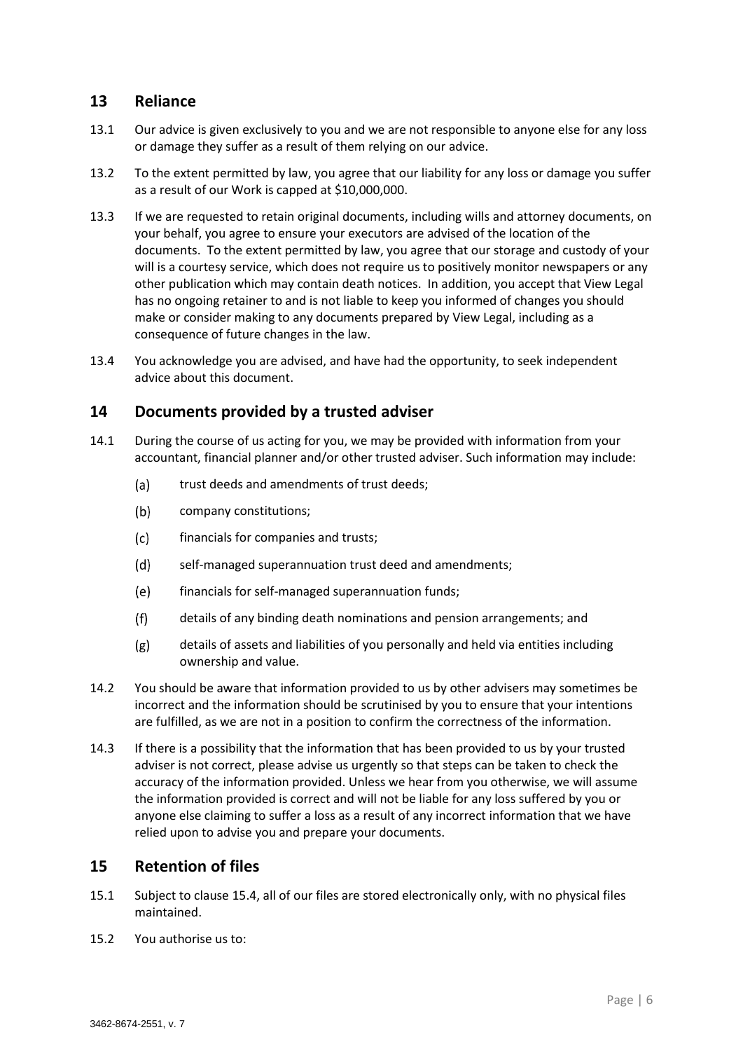## 13 Reliance

13.1 Our advice is given exclusively to you and we are not responsible to anyone else for any loss or damage they suffer as a result of them relying on our advice.

13.2 To the extent permitted by law, you agree that our liability for any loss or damage you suffer as a result of our Work is capped at $10,000,000.

13.3 If we are requested to retain original documents, including wills and attorney documents, on your behalf, you agree to ensure your executors are advised of the location of the documents. To the extent permitted by law, you agree that our storage and custody of your will is a courtesy service, which does not require us to positively monitor newspapers or any other publication which may contain death notices. In addition, you accept that View Legal has no ongoing retainer to and is not liable to keep you informed of changes you should make or consider making to any documents prepared by View Legal, including as a consequence of future changes in the law.

13.4 You acknowledge you are advised, and have had the opportunity, to seek independent advice about this document.

## 14 Documents provided by a trusted adviser

14.1 During the course of us acting for you, we may be provided with information from your accountant, financial planner and/or other trusted adviser. Such information may include:

(a) trust deeds and amendments of trust deeds;

(b) company constitutions;

(c) financials for companies and trusts;

(d) self-managed superannuation trust deed and amendments;

(e) financials for self-managed superannuation funds;

(f) details of any binding death nominations and pension arrangements; and

(g) details of assets and liabilities of you personally and held via entities including ownership and value.

14.2 You should be aware that information provided to us by other advisers may sometimes be incorrect and the information should be scrutinised by you to ensure that your intentions are fulfilled, as we are not in a position to confirm the correctness of the information.

14.3 If there is a possibility that the information that has been provided to us by your trusted adviser is not correct, please advise us urgently so that steps can be taken to check the accuracy of the information provided. Unless we hear from you otherwise, we will assume the information provided is correct and will not be liable for any loss suffered by you or anyone else claiming to suffer a loss as a result of any incorrect information that we have relied upon to advise you and prepare your documents.

## 15 Retention of files

15.1 Subject to clause 15.4, all of our files are stored electronically only, with no physical files maintained.

15.2 You authorise us to: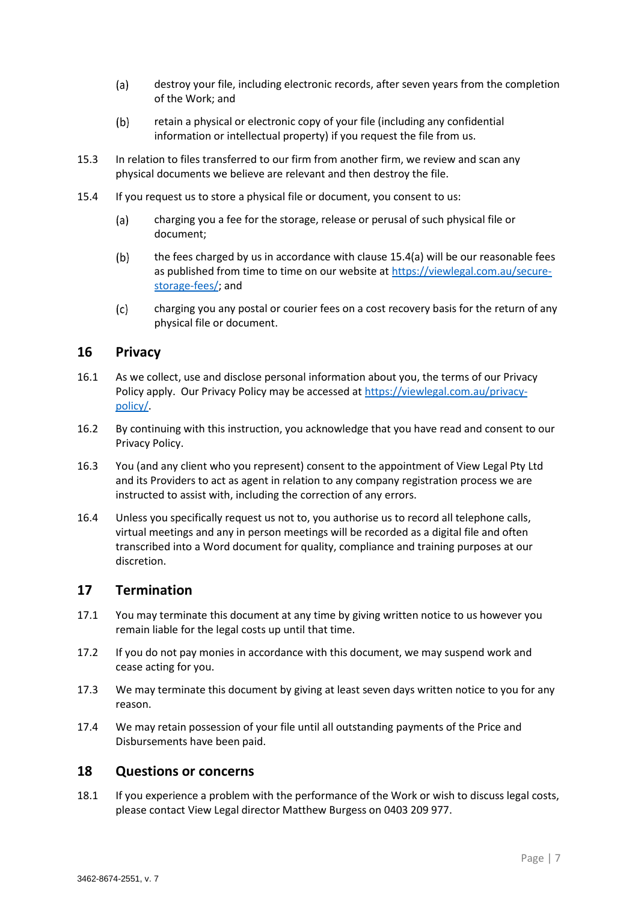(a) destroy your file, including electronic records, after seven years from the completion of the Work; and

(b) retain a physical or electronic copy of your file (including any confidential information or intellectual property) if you request the file from us.

15.3 In relation to files transferred to our firm from another firm, we review and scan any physical documents we believe are relevant and then destroy the file.

15.4 If you request us to store a physical file or document, you consent to us:

(a) charging you a fee for the storage, release or perusal of such physical file or document;

(b) the fees charged by us in accordance with clause 15.4(a) will be our reasonable fees as published from time to time on our website at [https://viewlegal.com.au/secure-storage-fees/](https://viewlegal.com.au/secure-storage-fees/); and

(c) charging you any postal or courier fees on a cost recovery basis for the return of any physical file or document.

## 16 Privacy

16.1 As we collect, use and disclose personal information about you, the terms of our Privacy Policy apply. Our Privacy Policy may be accessed at [https://viewlegal.com.au/privacy-policy/](https://viewlegal.com.au/privacy-policy/).

16.2 By continuing with this instruction, you acknowledge that you have read and consent to our Privacy Policy.

16.3 You (and any client who you represent) consent to the appointment of View Legal Pty Ltd and its Providers to act as agent in relation to any company registration process we are instructed to assist with, including the correction of any errors.

16.4 Unless you specifically request us not to, you authorise us to record all telephone calls, virtual meetings and any in person meetings will be recorded as a digital file and often transcribed into a Word document for quality, compliance and training purposes at our discretion.

## 17 Termination

17.1 You may terminate this document at any time by giving written notice to us however you remain liable for the legal costs up until that time.

17.2 If you do not pay monies in accordance with this document, we may suspend work and cease acting for you.

17.3 We may terminate this document by giving at least seven days written notice to you for any reason.

17.4 We may retain possession of your file until all outstanding payments of the Price and Disbursements have been paid.

## 18 Questions or concerns

18.1 If you experience a problem with the performance of the Work or wish to discuss legal costs, please contact View Legal director Matthew Burgess on 0403 209 977.

3462-8674-2551, v. 7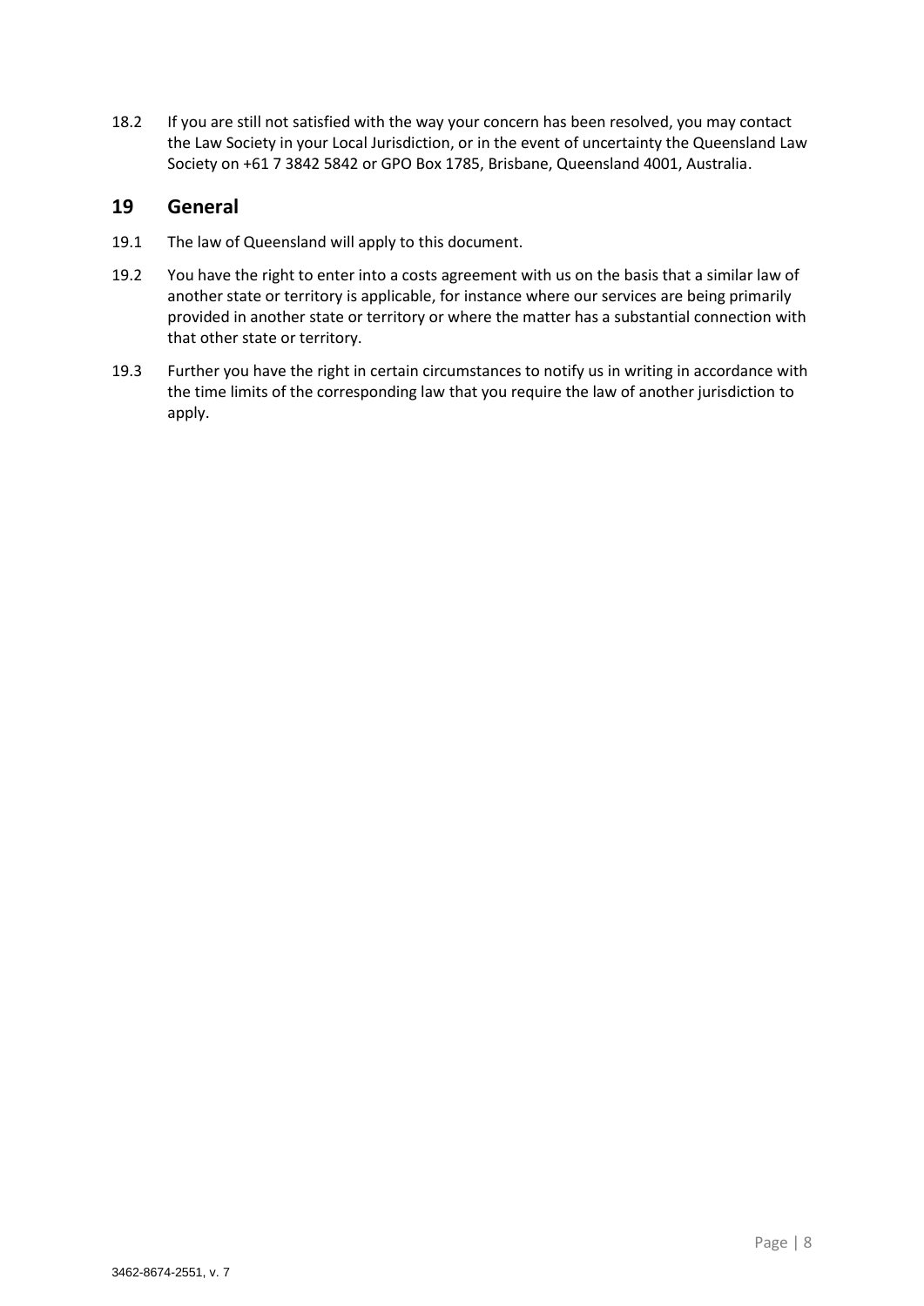18.2 If you are still not satisfied with the way your concern has been resolved, you may contact the Law Society in your Local Jurisdiction, or in the event of uncertainty the Queensland Law Society on +61 7 3842 5842 or GPO Box 1785, Brisbane, Queensland 4001, Australia.

## 19 General

19.1 The law of Queensland will apply to this document.

19.2 You have the right to enter into a costs agreement with us on the basis that a similar law of another state or territory is applicable, for instance where our services are being primarily provided in another state or territory or where the matter has a substantial connection with that other state or territory.

19.3 Further you have the right in certain circumstances to notify us in writing in accordance with the time limits of the corresponding law that you require the law of another jurisdiction to apply.

3462-8674-2551, v. 7